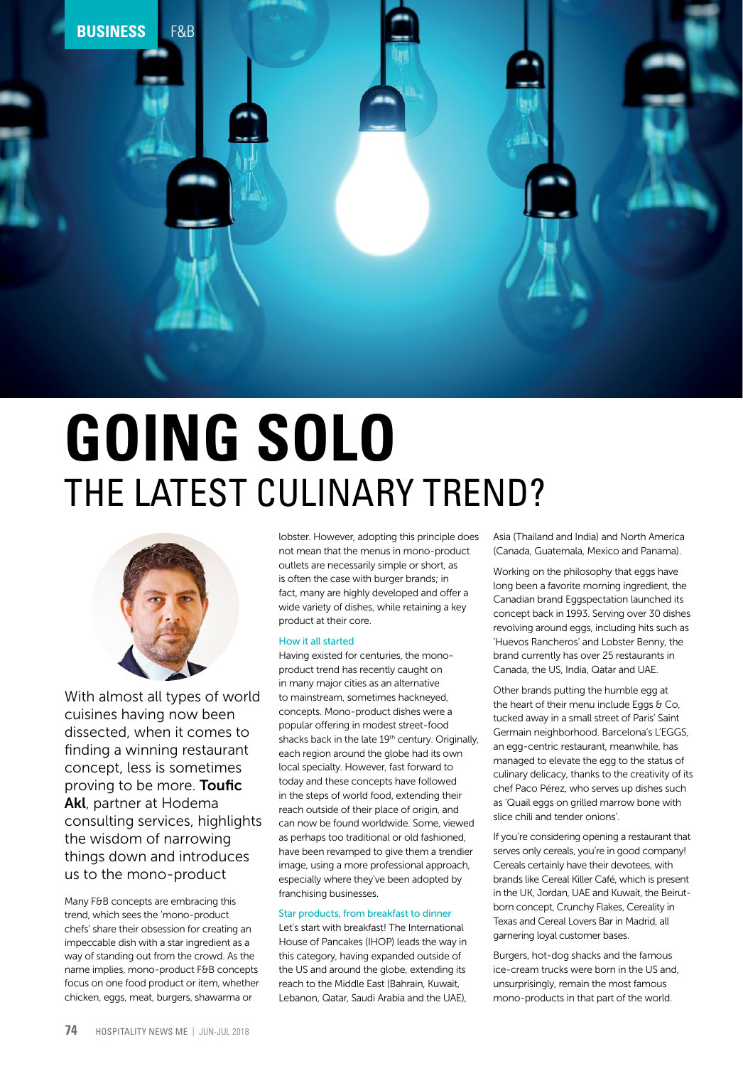BUSINESS F&B

# GOING SOLO
## THE LATEST CULINARY TREND?

With almost all types of world cuisines having now been dissected, when it comes to finding a winning restaurant concept, less is sometimes proving to be more. **Toufic Akl**, partner at Hodema consulting services, highlights the wisdom of narrowing things down and introduces us to the mono-product

Many F&B concepts are embracing this trend, which sees the 'mono-product chefs' share their obsession for creating an impeccable dish with a star ingredient as a way of standing out from the crowd. As the name implies, mono-product F&B concepts focus on one food product or item, whether chicken, eggs, meat, burgers, shawarma or lobster. However, adopting this principle does not mean that the menus in mono-product outlets are necessarily simple or short, as is often the case with burger brands; in fact, many are highly developed and offer a wide variety of dishes, while retaining a key product at their core.

### How it all started

Having existed for centuries, the mono-product trend has recently caught on in many major cities as an alternative to mainstream, sometimes hackneyed, concepts. Mono-product dishes were a popular offering in modest street-food shacks back in the late 19th century. Originally, each region around the globe had its own local specialty. However, fast forward to today and these concepts have followed in the steps of world food, extending their reach outside of their place of origin, and can now be found worldwide. Some, viewed as perhaps too traditional or old fashioned, have been revamped to give them a trendier image, using a more professional approach, especially where they've been adopted by franchising businesses.

### Star products, from breakfast to dinner

Let's start with breakfast! The International House of Pancakes (IHOP) leads the way in this category, having expanded outside of the US and around the globe, extending its reach to the Middle East (Bahrain, Kuwait, Lebanon, Qatar, Saudi Arabia and the UAE), Asia (Thailand and India) and North America (Canada, Guatemala, Mexico and Panama).

Working on the philosophy that eggs have long been a favorite morning ingredient, the Canadian brand Eggspectation launched its concept back in 1993. Serving over 30 dishes revolving around eggs, including hits such as 'Huevos Rancheros' and Lobster Benny, the brand currently has over 25 restaurants in Canada, the US, India, Qatar and UAE.

Other brands putting the humble egg at the heart of their menu include Eggs & Co, tucked away in a small street of Paris' Saint Germain neighborhood. Barcelona's L'EGGS, an egg-centric restaurant, meanwhile, has managed to elevate the egg to the status of culinary delicacy, thanks to the creativity of its chef Paco Pérez, who serves up dishes such as 'Quail eggs on grilled marrow bone with slice chili and tender onions'.

If you're considering opening a restaurant that serves only cereals, you're in good company! Cereals certainly have their devotees, with brands like Cereal Killer Café, which is present in the UK, Jordan, UAE and Kuwait, the Beirut-born concept, Crunchy Flakes, Cereality in Texas and Cereal Lovers Bar in Madrid, all garnering loyal customer bases.

Burgers, hot-dog shacks and the famous ice-cream trucks were born in the US and, unsurprisingly, remain the most famous mono-products in that part of the world.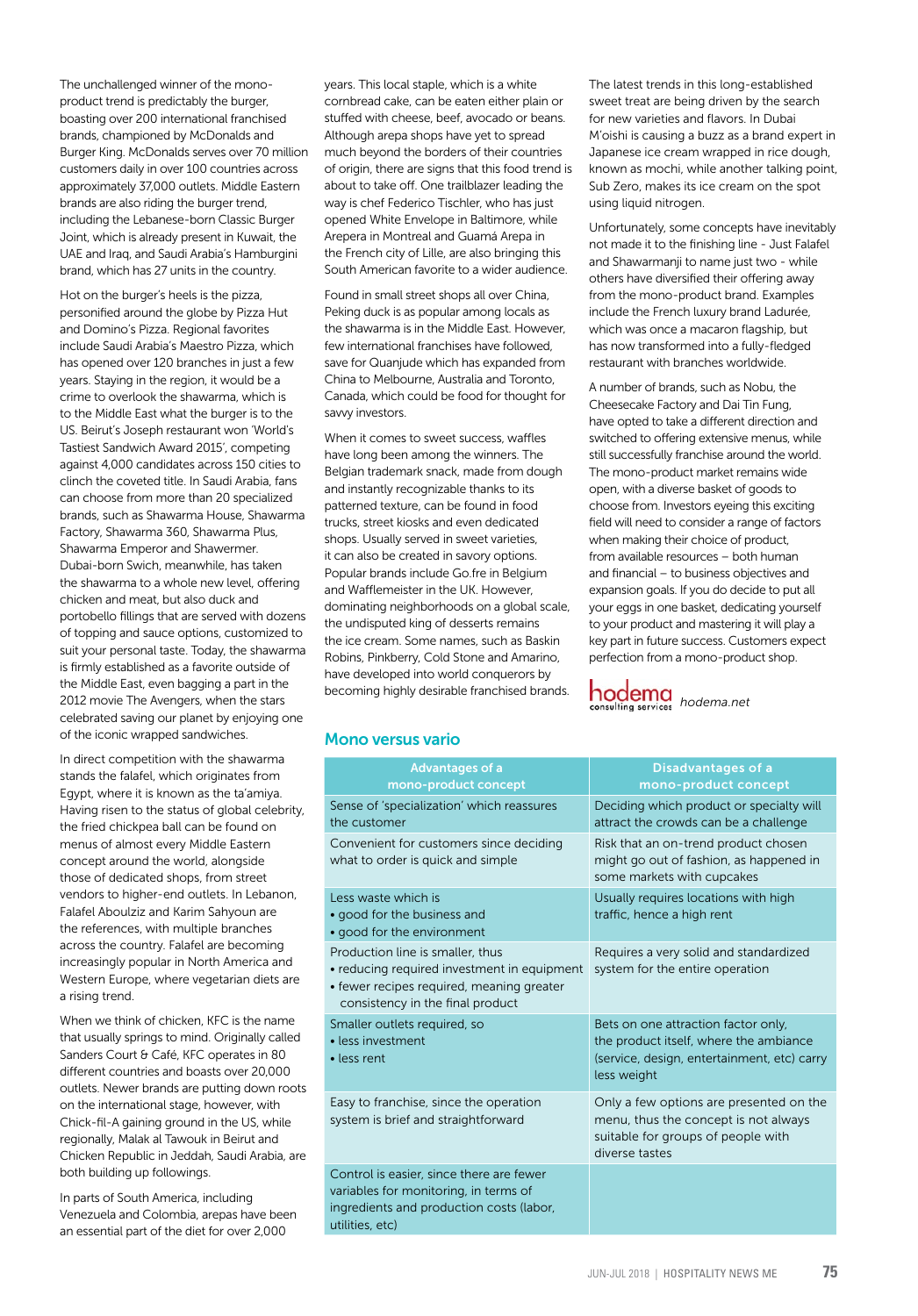The unchallenged winner of the mono-product trend is predictably the burger, boasting over 200 international franchised brands, championed by McDonalds and Burger King. McDonalds serves over 70 million customers daily in over 100 countries across approximately 37,000 outlets. Middle Eastern brands are also riding the burger trend, including the Lebanese-born Classic Burger Joint, which is already present in Kuwait, the UAE and Iraq, and Saudi Arabia's Hamburgini brand, which has 27 units in the country.

Hot on the burger's heels is the pizza, personified around the globe by Pizza Hut and Domino's Pizza. Regional favorites include Saudi Arabia's Maestro Pizza, which has opened over 120 branches in just a few years. Staying in the region, it would be a crime to overlook the shawarma, which is to the Middle East what the burger is to the US. Beirut's Joseph restaurant won 'World's Tastiest Sandwich Award 2015', competing against 4,000 candidates across 150 cities to clinch the coveted title. In Saudi Arabia, fans can choose from more than 20 specialized brands, such as Shawarma House, Shawarma Factory, Shawarma 360, Shawarma Plus, Shawarma Emperor and Shawermer. Dubai-born Swich, meanwhile, has taken the shawarma to a whole new level, offering chicken and meat, but also duck and portobello fillings that are served with dozens of topping and sauce options, customized to suit your personal taste. Today, the shawarma is firmly established as a favorite outside of the Middle East, even bagging a part in the 2012 movie The Avengers, when the stars celebrated saving our planet by enjoying one of the iconic wrapped sandwiches.

In direct competition with the shawarma stands the falafel, which originates from Egypt, where it is known as the ta'amiya. Having risen to the status of global celebrity, the fried chickpea ball can be found on menus of almost every Middle Eastern concept around the world, alongside those of dedicated shops, from street vendors to higher-end outlets. In Lebanon, Falafel Aboulziz and Karim Sahyoun are the references, with multiple branches across the country. Falafel are becoming increasingly popular in North America and Western Europe, where vegetarian diets are a rising trend.

When we think of chicken, KFC is the name that usually springs to mind. Originally called Sanders Court & Café, KFC operates in 80 different countries and boasts over 20,000 outlets. Newer brands are putting down roots on the international stage, however, with Chick-fil-A gaining ground in the US, while regionally, Malak al Tawouk in Beirut and Chicken Republic in Jeddah, Saudi Arabia, are both building up followings.

In parts of South America, including Venezuela and Colombia, arepas have been an essential part of the diet for over 2,000 years. This local staple, which is a white cornbread cake, can be eaten either plain or stuffed with cheese, beef, avocado or beans. Although arepa shops have yet to spread much beyond the borders of their countries of origin, there are signs that this food trend is about to take off. One trailblazer leading the way is chef Federico Tischler, who has just opened White Envelope in Baltimore, while Arepera in Montreal and Guamá Arepa in the French city of Lille, are also bringing this South American favorite to a wider audience.

Found in small street shops all over China, Peking duck is as popular among locals as the shawarma is in the Middle East. However, few international franchises have followed, save for Quanjude which has expanded from China to Melbourne, Australia and Toronto, Canada, which could be food for thought for savvy investors.

When it comes to sweet success, waffles have long been among the winners. The Belgian trademark snack, made from dough and instantly recognizable thanks to its patterned texture, can be found in food trucks, street kiosks and even dedicated shops. Usually served in sweet varieties, it can also be created in savory options. Popular brands include Go.fre in Belgium and Wafflemeister in the UK. However, dominating neighborhoods on a global scale, the undisputed king of desserts remains the ice cream. Some names, such as Baskin Robins, Pinkberry, Cold Stone and Amarino, have developed into world conquerors by becoming highly desirable franchised brands.

The latest trends in this long-established sweet treat are being driven by the search for new varieties and flavors. In Dubai M'oishi is causing a buzz as a brand expert in Japanese ice cream wrapped in rice dough, known as mochi, while another talking point, Sub Zero, makes its ice cream on the spot using liquid nitrogen.

Unfortunately, some concepts have inevitably not made it to the finishing line - Just Falafel and Shawarmanji to name just two - while others have diversified their offering away from the mono-product brand. Examples include the French luxury brand Ladurée, which was once a macaron flagship, but has now transformed into a fully-fledged restaurant with branches worldwide.

A number of brands, such as Nobu, the Cheesecake Factory and Dai Tin Fung, have opted to take a different direction and switched to offering extensive menus, while still successfully franchise around the world. The mono-product market remains wide open, with a diverse basket of goods to choose from. Investors eyeing this exciting field will need to consider a range of factors when making their choice of product, from available resources – both human and financial – to business objectives and expansion goals. If you do decide to put all your eggs in one basket, dedicating yourself to your product and mastering it will play a key part in future success. Customers expect perfection from a mono-product shop.

hodema consulting services *hodema.net*

## Mono versus vario

| Advantages of a mono-product concept | Disadvantages of a mono-product concept |
|---|---|
| Sense of 'specialization' which reassures the customer | Deciding which product or specialty will attract the crowds can be a challenge |
| Convenient for customers since deciding what to order is quick and simple | Risk that an on-trend product chosen might go out of fashion, as happened in some markets with cupcakes |
| Less waste which is<br>• good for the business and<br>• good for the environment | Usually requires locations with high traffic, hence a high rent |
| Production line is smaller, thus<br>• reducing required investment in equipment<br>• fewer recipes required, meaning greater consistency in the final product | Requires a very solid and standardized system for the entire operation |
| Smaller outlets required, so<br>• less investment<br>• less rent | Bets on one attraction factor only, the product itself, where the ambiance (service, design, entertainment, etc) carry less weight |
| Easy to franchise, since the operation system is brief and straightforward | Only a few options are presented on the menu, thus the concept is not always suitable for groups of people with diverse tastes |
| Control is easier, since there are fewer variables for monitoring, in terms of ingredients and production costs (labor, utilities, etc) | |